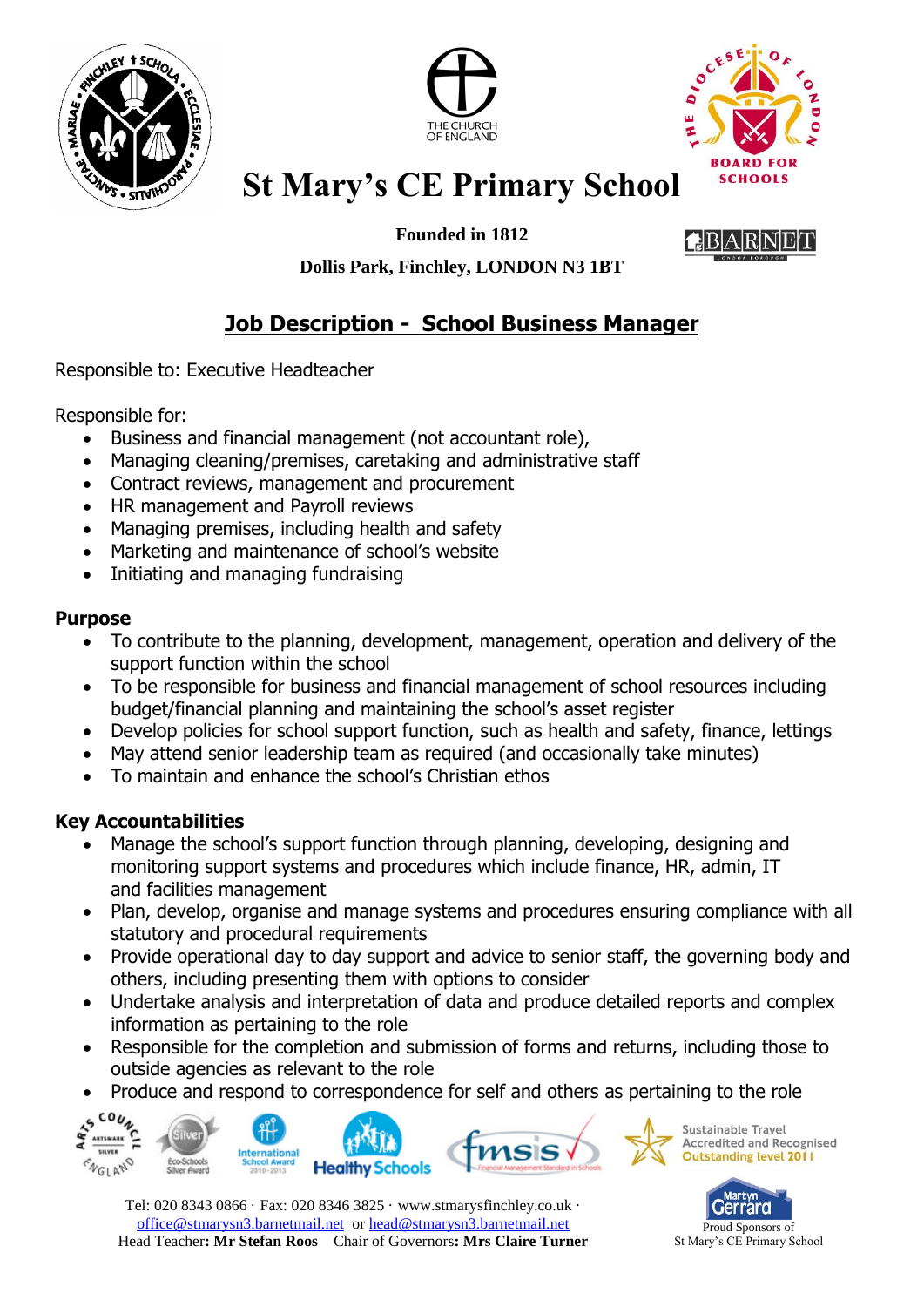# St Mary's CE Primary School

**Founded in 1812**

**Dollis Park, Finchley, LONDON N3 1BT**

## Job Description - School Business Manager

Responsible to: Executive Headteacher

Responsible for:

- Business and financial management (not accountant role),
- Managing cleaning/premises, caretaking and administrative staff
- Contract reviews, management and procurement
- HR management and Payroll reviews
- Managing premises, including health and safety
- Marketing and maintenance of school's website
- Initiating and managing fundraising

### Purpose

- To contribute to the planning, development, management, operation and delivery of the support function within the school
- To be responsible for business and financial management of school resources including budget/financial planning and maintaining the school's asset register
- Develop policies for school support function, such as health and safety, finance, lettings
- May attend senior leadership team as required (and occasionally take minutes)
- To maintain and enhance the school's Christian ethos

### Key Accountabilities

- Manage the school's support function through planning, developing, designing and monitoring support systems and procedures which include finance, HR, admin, IT and facilities management
- Plan, develop, organise and manage systems and procedures ensuring compliance with all statutory and procedural requirements
- Provide operational day to day support and advice to senior staff, the governing body and others, including presenting them with options to consider
- Undertake analysis and interpretation of data and produce detailed reports and complex information as pertaining to the role
- Responsible for the completion and submission of forms and returns, including those to outside agencies as relevant to the role
- Produce and respond to correspondence for self and others as pertaining to the role

Sustainable Travel Accredited and Recognised Outstanding level 2011

Tel: 020 8343 0866 · Fax: 020 8346 3825 · www.stmarysfinchley.co.uk · office@stmarysn3.barnetmail.net or head@stmarysn3.barnetmail.net
Head Teacher: **Mr Stefan Roos** Chair of Governors: **Mrs Claire Turner**

Proud Sponsors of St Mary's CE Primary School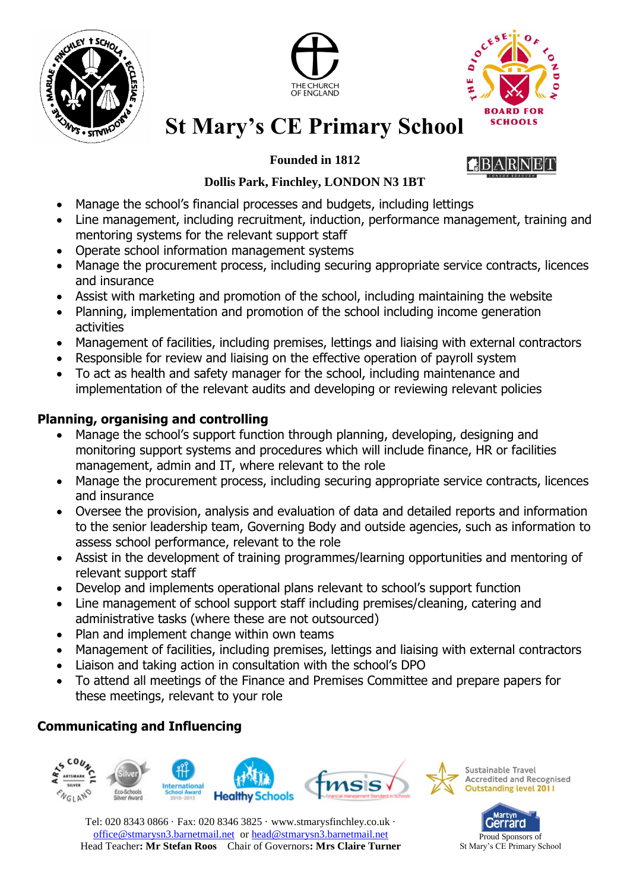- Manage the school's financial processes and budgets, including lettings
- Line management, including recruitment, induction, performance management, training and mentoring systems for the relevant support staff
- Operate school information management systems
- Manage the procurement process, including securing appropriate service contracts, licences and insurance
- Assist with marketing and promotion of the school, including maintaining the website
- Planning, implementation and promotion of the school including income generation activities
- Management of facilities, including premises, lettings and liaising with external contractors
- Responsible for review and liaising on the effective operation of payroll system
- To act as health and safety manager for the school, including maintenance and implementation of the relevant audits and developing or reviewing relevant policies

## Planning, organising and controlling

- Manage the school's support function through planning, developing, designing and monitoring support systems and procedures which will include finance, HR or facilities management, admin and IT, where relevant to the role
- Manage the procurement process, including securing appropriate service contracts, licences and insurance
- Oversee the provision, analysis and evaluation of data and detailed reports and information to the senior leadership team, Governing Body and outside agencies, such as information to assess school performance, relevant to the role
- Assist in the development of training programmes/learning opportunities and mentoring of relevant support staff
- Develop and implements operational plans relevant to school's support function
- Line management of school support staff including premises/cleaning, catering and administrative tasks (where these are not outsourced)
- Plan and implement change within own teams
- Management of facilities, including premises, lettings and liaising with external contractors
- Liaison and taking action in consultation with the school's DPO
- To attend all meetings of the Finance and Premises Committee and prepare papers for these meetings, relevant to your role

## Communicating and Influencing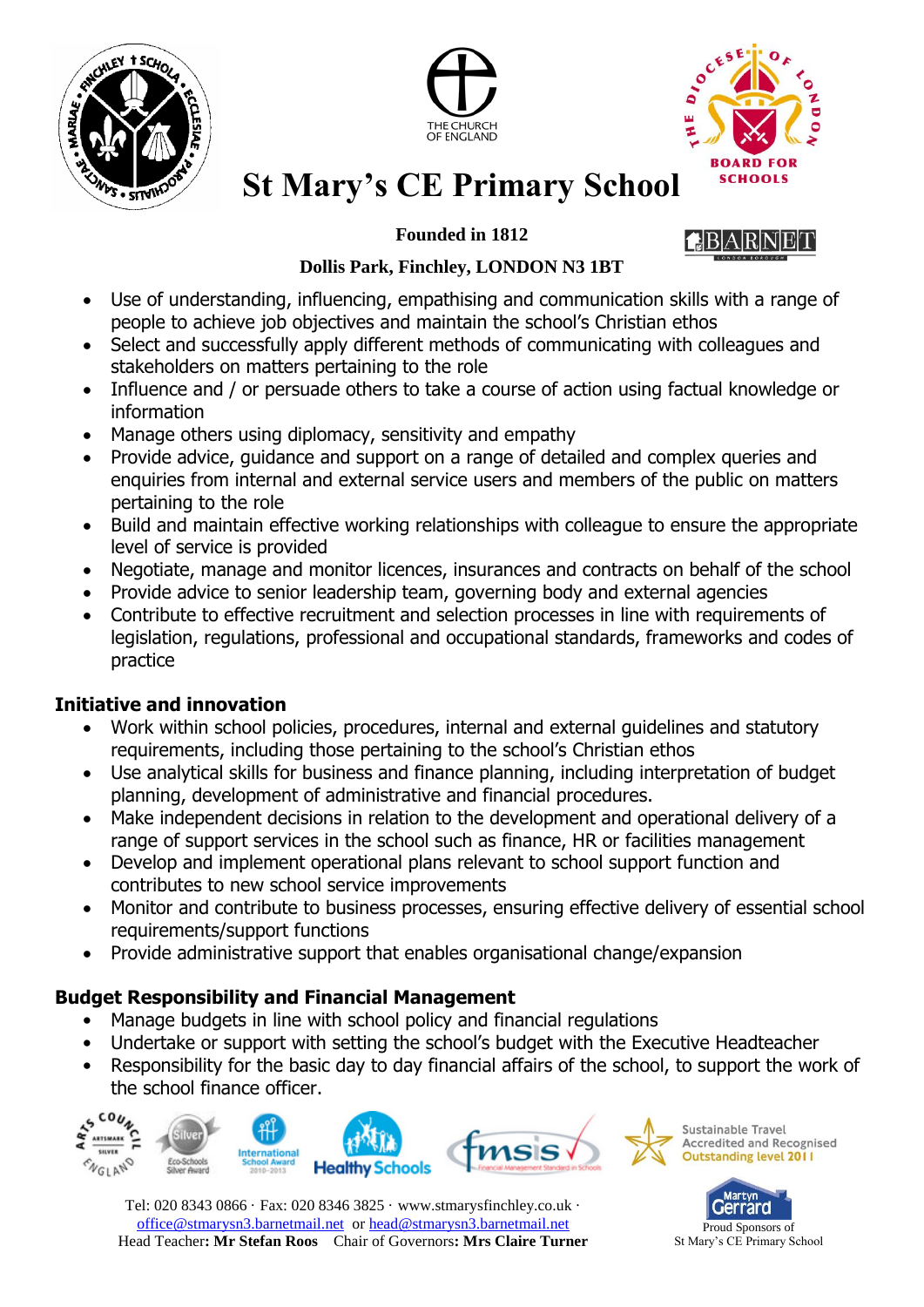- Use of understanding, influencing, empathising and communication skills with a range of people to achieve job objectives and maintain the school's Christian ethos
- Select and successfully apply different methods of communicating with colleagues and stakeholders on matters pertaining to the role
- Influence and / or persuade others to take a course of action using factual knowledge or information
- Manage others using diplomacy, sensitivity and empathy
- Provide advice, guidance and support on a range of detailed and complex queries and enquiries from internal and external service users and members of the public on matters pertaining to the role
- Build and maintain effective working relationships with colleague to ensure the appropriate level of service is provided
- Negotiate, manage and monitor licences, insurances and contracts on behalf of the school
- Provide advice to senior leadership team, governing body and external agencies
- Contribute to effective recruitment and selection processes in line with requirements of legislation, regulations, professional and occupational standards, frameworks and codes of practice

### Initiative and innovation

- Work within school policies, procedures, internal and external guidelines and statutory requirements, including those pertaining to the school's Christian ethos
- Use analytical skills for business and finance planning, including interpretation of budget planning, development of administrative and financial procedures.
- Make independent decisions in relation to the development and operational delivery of a range of support services in the school such as finance, HR or facilities management
- Develop and implement operational plans relevant to school support function and contributes to new school service improvements
- Monitor and contribute to business processes, ensuring effective delivery of essential school requirements/support functions
- Provide administrative support that enables organisational change/expansion

### Budget Responsibility and Financial Management

- Manage budgets in line with school policy and financial regulations
- Undertake or support with setting the school's budget with the Executive Headteacher
- Responsibility for the basic day to day financial affairs of the school, to support the work of the school finance officer.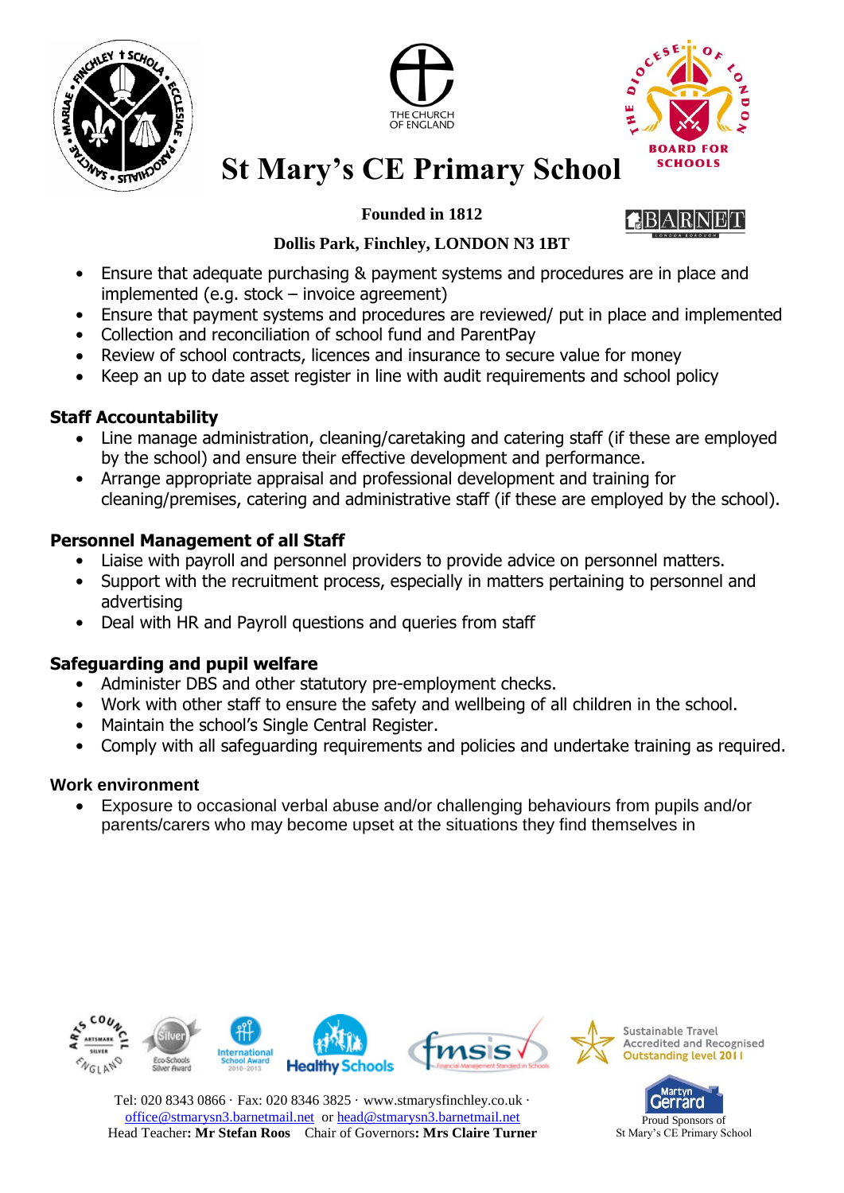- Ensure that adequate purchasing & payment systems and procedures are in place and implemented (e.g. stock – invoice agreement)
- Ensure that payment systems and procedures are reviewed/ put in place and implemented
- Collection and reconciliation of school fund and ParentPay
- Review of school contracts, licences and insurance to secure value for money
- Keep an up to date asset register in line with audit requirements and school policy

**Staff Accountability**

- Line manage administration, cleaning/caretaking and catering staff (if these are employed by the school) and ensure their effective development and performance.
- Arrange appropriate appraisal and professional development and training for cleaning/premises, catering and administrative staff (if these are employed by the school).

**Personnel Management of all Staff**

- Liaise with payroll and personnel providers to provide advice on personnel matters.
- Support with the recruitment process, especially in matters pertaining to personnel and advertising
- Deal with HR and Payroll questions and queries from staff

**Safeguarding and pupil welfare**

- Administer DBS and other statutory pre-employment checks.
- Work with other staff to ensure the safety and wellbeing of all children in the school.
- Maintain the school's Single Central Register.
- Comply with all safeguarding requirements and policies and undertake training as required.

**Work environment**

- Exposure to occasional verbal abuse and/or challenging behaviours from pupils and/or parents/carers who may become upset at the situations they find themselves in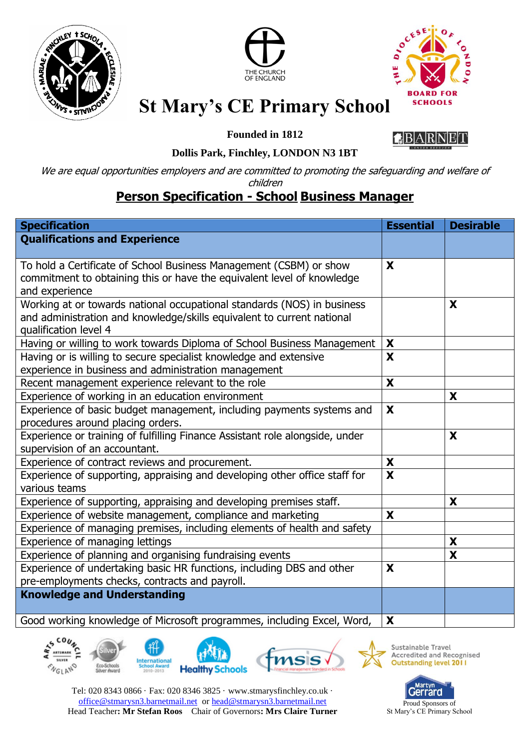# St Mary's CE Primary School

**Founded in 1812**

**Dollis Park, Finchley, LONDON N3 1BT**

*We are equal opportunities employers and are committed to promoting the safeguarding and welfare of children*

## Person Specification - School Business Manager

| Specification | Essential | Desirable |
|---|---|---|
| **Qualifications and Experience** | | |
| To hold a Certificate of School Business Management (CSBM) or show commitment to obtaining this or have the equivalent level of knowledge and experience | X | |
| Working at or towards national occupational standards (NOS) in business and administration and knowledge/skills equivalent to current national qualification level 4 | | X |
| Having or willing to work towards Diploma of School Business Management | X | |
| Having or is willing to secure specialist knowledge and extensive experience in business and administration management | X | |
| Recent management experience relevant to the role | X | |
| Experience of working in an education environment | | X |
| Experience of basic budget management, including payments systems and procedures around placing orders. | X | |
| Experience or training of fulfilling Finance Assistant role alongside, under supervision of an accountant. | | X |
| Experience of contract reviews and procurement. | X | |
| Experience of supporting, appraising and developing other office staff for various teams | X | |
| Experience of supporting, appraising and developing premises staff. | | X |
| Experience of website management, compliance and marketing | X | |
| Experience of managing premises, including elements of health and safety | | |
| Experience of managing lettings | | X |
| Experience of planning and organising fundraising events | | X |
| Experience of undertaking basic HR functions, including DBS and other pre-employments checks, contracts and payroll. | X | |
| **Knowledge and Understanding** | | |
| Good working knowledge of Microsoft programmes, including Excel, Word, | X | |

Tel: 020 8343 0866 · Fax: 020 8346 3825 · www.stmarysfinchley.co.uk · office@stmarysn3.barnetmail.net or head@stmarysn3.barnetmail.net
Head Teacher: **Mr Stefan Roos** Chair of Governors: **Mrs Claire Turner**

Proud Sponsors of St Mary's CE Primary School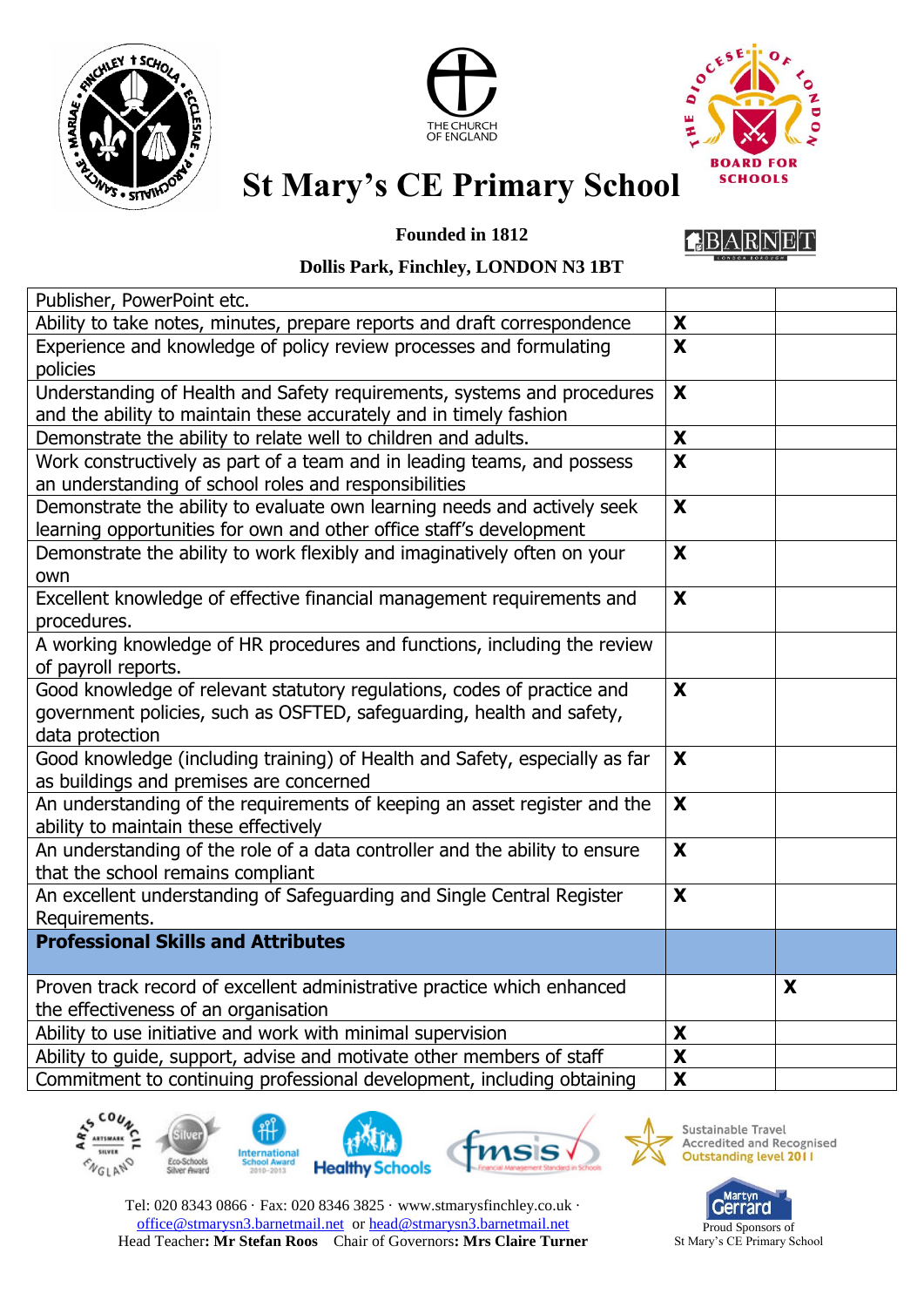# St Mary's CE Primary School

**Founded in 1812**

**Dollis Park, Finchley, LONDON N3 1BT**

| | | |
|---|---|---|
| Publisher, PowerPoint etc. | | |
| Ability to take notes, minutes, prepare reports and draft correspondence | X | |
| Experience and knowledge of policy review processes and formulating policies | X | |
| Understanding of Health and Safety requirements, systems and procedures and the ability to maintain these accurately and in timely fashion | X | |
| Demonstrate the ability to relate well to children and adults. | X | |
| Work constructively as part of a team and in leading teams, and possess an understanding of school roles and responsibilities | X | |
| Demonstrate the ability to evaluate own learning needs and actively seek learning opportunities for own and other office staff's development | X | |
| Demonstrate the ability to work flexibly and imaginatively often on your own | X | |
| Excellent knowledge of effective financial management requirements and procedures. | X | |
| A working knowledge of HR procedures and functions, including the review of payroll reports. | | |
| Good knowledge of relevant statutory regulations, codes of practice and government policies, such as OSFTED, safeguarding, health and safety, data protection | X | |
| Good knowledge (including training) of Health and Safety, especially as far as buildings and premises are concerned | X | |
| An understanding of the requirements of keeping an asset register and the ability to maintain these effectively | X | |
| An understanding of the role of a data controller and the ability to ensure that the school remains compliant | X | |
| An excellent understanding of Safeguarding and Single Central Register Requirements. | X | |
| **Professional Skills and Attributes** | | |
| Proven track record of excellent administrative practice which enhanced the effectiveness of an organisation | | X |
| Ability to use initiative and work with minimal supervision | X | |
| Ability to guide, support, advise and motivate other members of staff | X | |
| Commitment to continuing professional development, including obtaining | X | |

Tel: 020 8343 0866 · Fax: 020 8346 3825 · www.stmarysfinchley.co.uk · office@stmarysn3.barnetmail.net or head@stmarysn3.barnetmail.net
Head Teacher: **Mr Stefan Roos** Chair of Governors: **Mrs Claire Turner**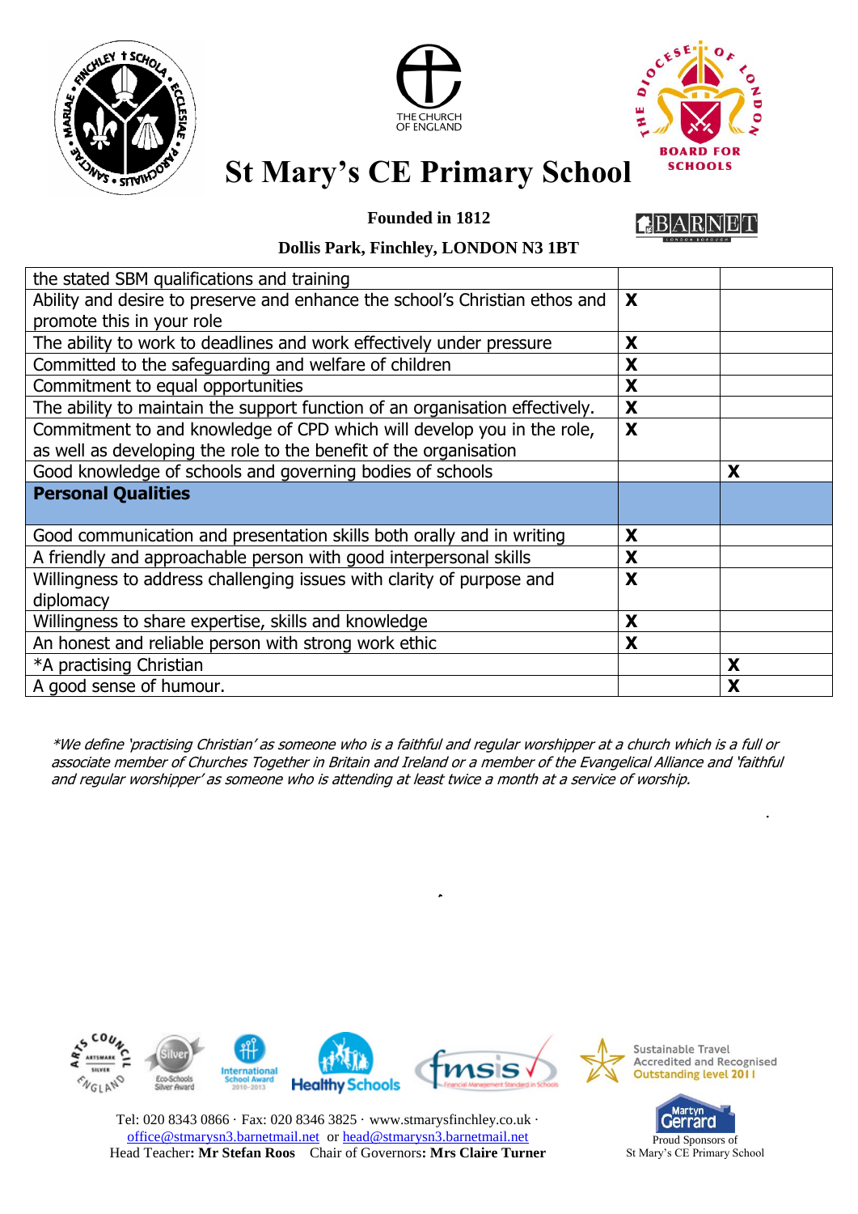# St Mary's CE Primary School

**Founded in 1812**

**Dollis Park, Finchley, LONDON N3 1BT**

| | | |
|---|---|---|
| the stated SBM qualifications and training | | |
| Ability and desire to preserve and enhance the school's Christian ethos and promote this in your role | X | |
| The ability to work to deadlines and work effectively under pressure | X | |
| Committed to the safeguarding and welfare of children | X | |
| Commitment to equal opportunities | X | |
| The ability to maintain the support function of an organisation effectively. | X | |
| Commitment to and knowledge of CPD which will develop you in the role, as well as developing the role to the benefit of the organisation | X | |
| Good knowledge of schools and governing bodies of schools | | X |
| **Personal Qualities** | | |
| Good communication and presentation skills both orally and in writing | X | |
| A friendly and approachable person with good interpersonal skills | X | |
| Willingness to address challenging issues with clarity of purpose and diplomacy | X | |
| Willingness to share expertise, skills and knowledge | X | |
| An honest and reliable person with strong work ethic | X | |
| *A practising Christian | | X |
| A good sense of humour. | | X |

*\*We define 'practising Christian' as someone who is a faithful and regular worshipper at a church which is a full or associate member of Churches Together in Britain and Ireland or a member of the Evangelical Alliance and 'faithful and regular worshipper' as someone who is attending at least twice a month at a service of worship.*

Sustainable Travel Accredited and Recognised Outstanding level 2011

Tel: 020 8343 0866 · Fax: 020 8346 3825 · www.stmarysfinchley.co.uk · office@stmarysn3.barnetmail.net or head@stmarysn3.barnetmail.net
Head Teacher: **Mr Stefan Roos** Chair of Governors: **Mrs Claire Turner**

Proud Sponsors of St Mary's CE Primary School